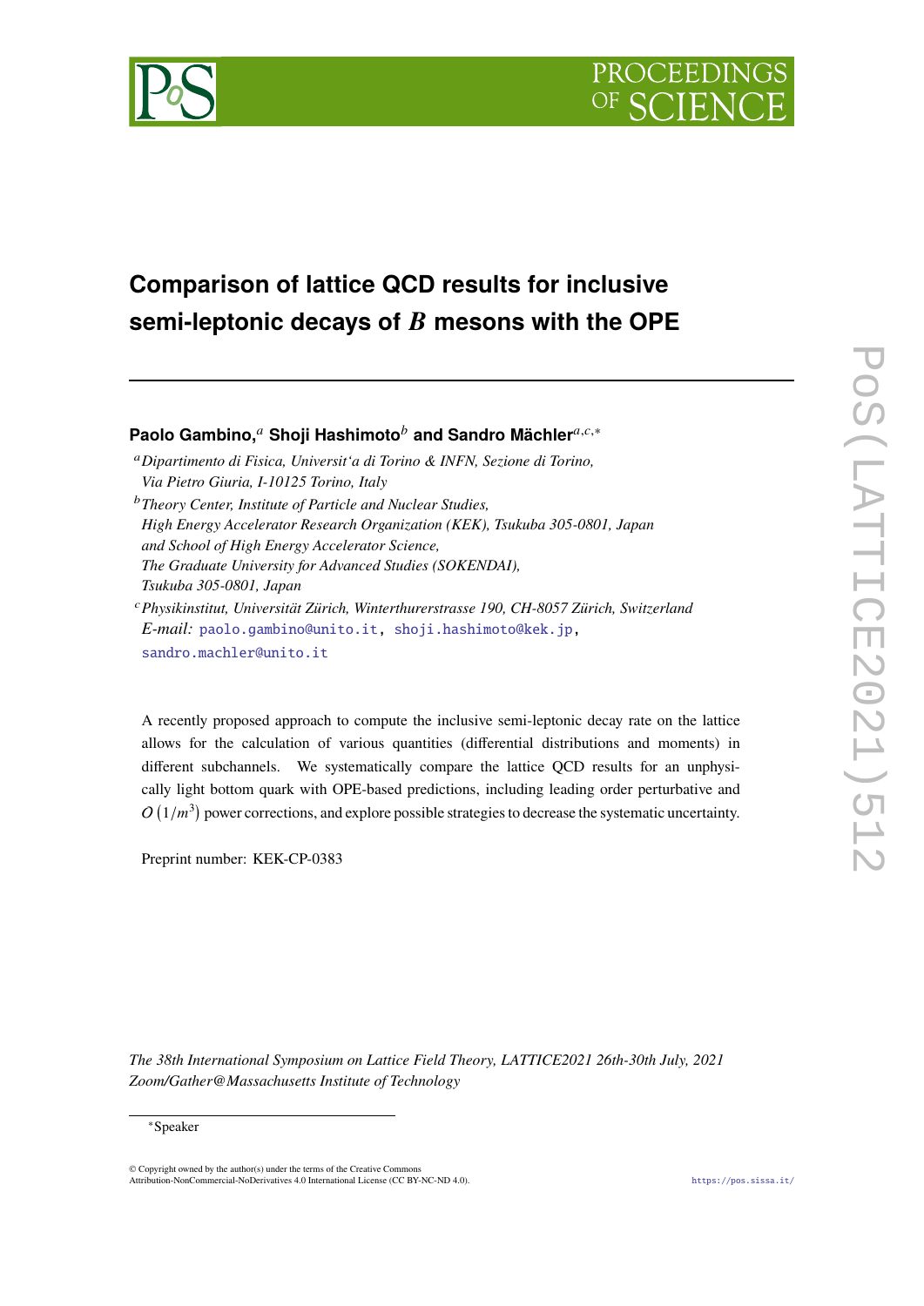# Comparison of lattice QCD results for inclusive semi-leptonic decays of $B$ mesons with the OPE

**Paolo Gambino,**[a] **Shoji Hashimoto**[b] **and Sandro Mächler**[a,c,*]

[a] *Dipartimento di Fisica, Universit'a di Torino & INFN, Sezione di Torino, Via Pietro Giuria, I-10125 Torino, Italy*

[b] *Theory Center, Institute of Particle and Nuclear Studies, High Energy Accelerator Research Organization (KEK), Tsukuba 305-0801, Japan and School of High Energy Accelerator Science, The Graduate University for Advanced Studies (SOKENDAI), Tsukuba 305-0801, Japan*

[c] *Physikinstitut, Universität Zürich, Winterthurerstrasse 190, CH-8057 Zürich, Switzerland*

*E-mail:* paolo.gambino@unito.it, shoji.hashimoto@kek.jp, sandro.machler@unito.it

A recently proposed approach to compute the inclusive semi-leptonic decay rate on the lattice allows for the calculation of various quantities (differential distributions and moments) in different subchannels. We systematically compare the lattice QCD results for an unphysically light bottom quark with OPE-based predictions, including leading order perturbative and $O\left(1/m^3\right)$ power corrections, and explore possible strategies to decrease the systematic uncertainty.

Preprint number: KEK-CP-0383

*The 38th International Symposium on Lattice Field Theory, LATTICE2021 26th-30th July, 2021 Zoom/Gather@Massachusetts Institute of Technology*

*Speaker

© Copyright owned by the author(s) under the terms of the Creative Commons Attribution-NonCommercial-NoDerivatives 4.0 International License (CC BY-NC-ND 4.0).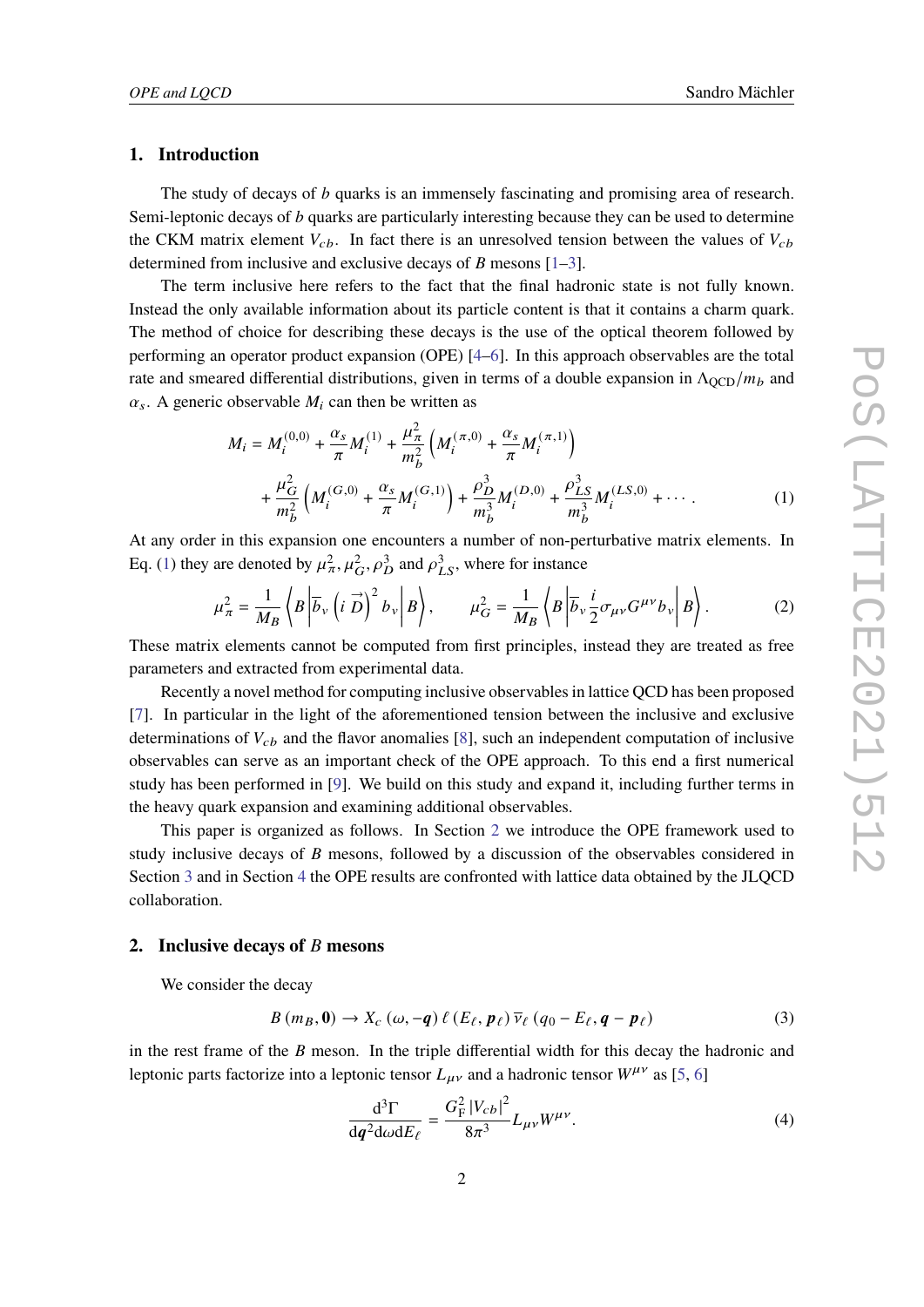## 1. Introduction

The study of decays of $b$ quarks is an immensely fascinating and promising area of research. Semi-leptonic decays of $b$ quarks are particularly interesting because they can be used to determine the CKM matrix element $V_{cb}$. In fact there is an unresolved tension between the values of $V_{cb}$ determined from inclusive and exclusive decays of $B$ mesons [1–3].

The term inclusive here refers to the fact that the final hadronic state is not fully known. Instead the only available information about its particle content is that it contains a charm quark. The method of choice for describing these decays is the use of the optical theorem followed by performing an operator product expansion (OPE) [4–6]. In this approach observables are the total rate and smeared differential distributions, given in terms of a double expansion in $\Lambda_{\text{QCD}}/m_b$ and $\alpha_s$. A generic observable $M_i$ can then be written as

$$
\begin{aligned}
M_i = M_i^{(0,0)} + \frac{\alpha_s}{\pi} M_i^{(1)} + \frac{\mu_\pi^2}{m_b^2}\left(M_i^{(\pi,0)} + \frac{\alpha_s}{\pi} M_i^{(\pi,1)}\right) \\
+ \frac{\mu_G^2}{m_b^2}\left(M_i^{(G,0)} + \frac{\alpha_s}{\pi} M_i^{(G,1)}\right) + \frac{\rho_D^3}{m_b^3} M_i^{(D,0)} + \frac{\rho_{LS}^3}{m_b^3} M_i^{(LS,0)} + \cdots .
\end{aligned}
\tag{1}
$$

At any order in this expansion one encounters a number of non-perturbative matrix elements. In Eq. (1) they are denoted by $\mu_\pi^2, \mu_G^2, \rho_D^3$ and $\rho_{LS}^3$, where for instance

$$
\mu_\pi^2 = \frac{1}{M_B}\left\langle B \middle| \overline{b}_v \left(i\,\vec{D}\right)^2 b_v \middle| B \right\rangle, \qquad \mu_G^2 = \frac{1}{M_B}\left\langle B \middle| \overline{b}_v \frac{i}{2}\sigma_{\mu\nu} G^{\mu\nu} b_v \middle| B \right\rangle. \tag{2}
$$

These matrix elements cannot be computed from first principles, instead they are treated as free parameters and extracted from experimental data.

Recently a novel method for computing inclusive observables in lattice QCD has been proposed [7]. In particular in the light of the aforementioned tension between the inclusive and exclusive determinations of $V_{cb}$ and the flavor anomalies [8], such an independent computation of inclusive observables can serve as an important check of the OPE approach. To this end a first numerical study has been performed in [9]. We build on this study and expand it, including further terms in the heavy quark expansion and examining additional observables.

This paper is organized as follows. In Section 2 we introduce the OPE framework used to study inclusive decays of $B$ mesons, followed by a discussion of the observables considered in Section 3 and in Section 4 the OPE results are confronted with lattice data obtained by the JLQCD collaboration.

## 2. Inclusive decays of $B$ mesons

We consider the decay

$$
B\left(m_B, \mathbf{0}\right) \to X_c\left(\omega, -\boldsymbol{q}\right) \ell\left(E_\ell, \boldsymbol{p}_\ell\right) \overline{\nu}_\ell\left(q_0 - E_\ell, \boldsymbol{q} - \boldsymbol{p}_\ell\right) \tag{3}
$$

in the rest frame of the $B$ meson. In the triple differential width for this decay the hadronic and leptonic parts factorize into a leptonic tensor $L_{\mu\nu}$ and a hadronic tensor $W^{\mu\nu}$ as [5, 6]

$$
\frac{\mathrm{d}^3\Gamma}{\mathrm{d}\boldsymbol{q}^2 \mathrm{d}\omega \mathrm{d}E_\ell} = \frac{G_\mathrm{F}^2 \left|V_{cb}\right|^2}{8\pi^3} L_{\mu\nu} W^{\mu\nu}. \tag{4}
$$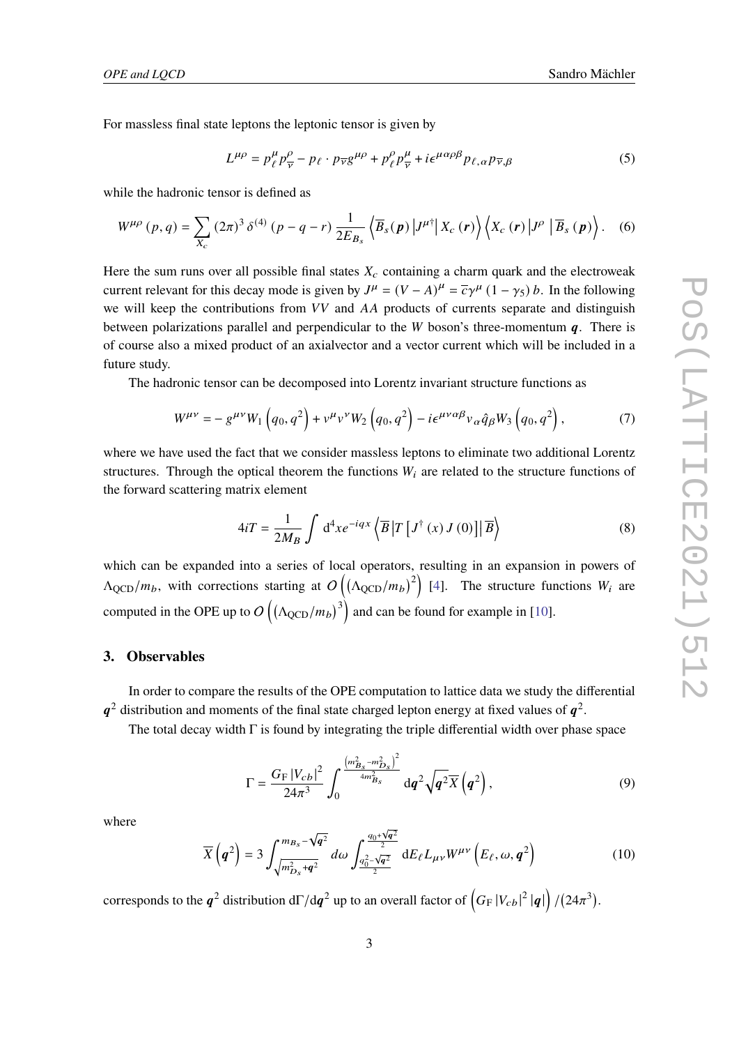For massless final state leptons the leptonic tensor is given by

$$L^{\mu\rho} = p_\ell^\mu p_{\overline{\nu}}^\rho - p_\ell \cdot p_{\overline{\nu}} g^{\mu\rho} + p_\ell^\rho p_{\overline{\nu}}^\mu + i\epsilon^{\mu\alpha\rho\beta} p_{\ell,\alpha} p_{\overline{\nu},\beta} \tag{5}$$

while the hadronic tensor is defined as

$$W^{\mu\rho}(p,q) = \sum_{X_c} (2\pi)^3 \delta^{(4)}(p-q-r) \frac{1}{2E_{B_s}} \left\langle \overline{B}_s(\boldsymbol{p}) \left| J^{\mu\dagger} \right| X_c(\boldsymbol{r}) \right\rangle \left\langle X_c(\boldsymbol{r}) \left| J^\rho \right| \overline{B}_s(\boldsymbol{p}) \right\rangle. \tag{6}$$

Here the sum runs over all possible final states $X_c$ containing a charm quark and the electroweak current relevant for this decay mode is given by $J^\mu = (V-A)^\mu = \overline{c}\gamma^\mu (1-\gamma_5) b$. In the following we will keep the contributions from $VV$ and $AA$ products of currents separate and distinguish between polarizations parallel and perpendicular to the $W$ boson's three-momentum $\boldsymbol{q}$. There is of course also a mixed product of an axialvector and a vector current which will be included in a future study.

The hadronic tensor can be decomposed into Lorentz invariant structure functions as

$$W^{\mu\nu} = -g^{\mu\nu} W_1\left(q_0, q^2\right) + v^\mu v^\nu W_2\left(q_0, q^2\right) - i\epsilon^{\mu\nu\alpha\beta} v_\alpha \hat{q}_\beta W_3\left(q_0, q^2\right), \tag{7}$$

where we have used the fact that we consider massless leptons to eliminate two additional Lorentz structures. Through the optical theorem the functions $W_i$ are related to the structure functions of the forward scattering matrix element

$$4iT = \frac{1}{2M_B} \int \mathrm{d}^4 x e^{-iqx} \left\langle \overline{B} \left| T\left[J^\dagger(x) J(0)\right] \right| \overline{B} \right\rangle \tag{8}$$

which can be expanded into a series of local operators, resulting in an expansion in powers of $\Lambda_{\mathrm{QCD}}/m_b$, with corrections starting at $O\left(\left(\Lambda_{\mathrm{QCD}}/m_b\right)^2\right)$ [4]. The structure functions $W_i$ are computed in the OPE up to $O\left(\left(\Lambda_{\mathrm{QCD}}/m_b\right)^3\right)$ and can be found for example in [10].

## 3. Observables

In order to compare the results of the OPE computation to lattice data we study the differential $\boldsymbol{q}^2$ distribution and moments of the final state charged lepton energy at fixed values of $\boldsymbol{q}^2$.

The total decay width $\Gamma$ is found by integrating the triple differential width over phase space

$$\Gamma = \frac{G_{\mathrm{F}} |V_{cb}|^2}{24\pi^3} \int_0^{\frac{\left(m_{B_s}^2 - m_{D_s}^2\right)^2}{4m_{B_s}^2}} \mathrm{d}\boldsymbol{q}^2 \sqrt{\boldsymbol{q}^2}\, \overline{X}\left(\boldsymbol{q}^2\right), \tag{9}$$

where

$$\overline{X}\left(\boldsymbol{q}^2\right) = 3 \int_{\sqrt{m_{D_s}^2 + \boldsymbol{q}^2}}^{m_{B_s} - \sqrt{\boldsymbol{q}^2}} d\omega \int_{\frac{q_0^2 - \sqrt{\boldsymbol{q}^2}}{2}}^{\frac{q_0 + \sqrt{\boldsymbol{q}^2}}{2}} \mathrm{d}E_\ell L_{\mu\nu} W^{\mu\nu}\left(E_\ell, \omega, \boldsymbol{q}^2\right) \tag{10}$$

corresponds to the $\boldsymbol{q}^2$ distribution $\mathrm{d}\Gamma/\mathrm{d}\boldsymbol{q}^2$ up to an overall factor of $\left(G_{\mathrm{F}} |V_{cb}|^2 |\boldsymbol{q}|\right)/\left(24\pi^3\right)$.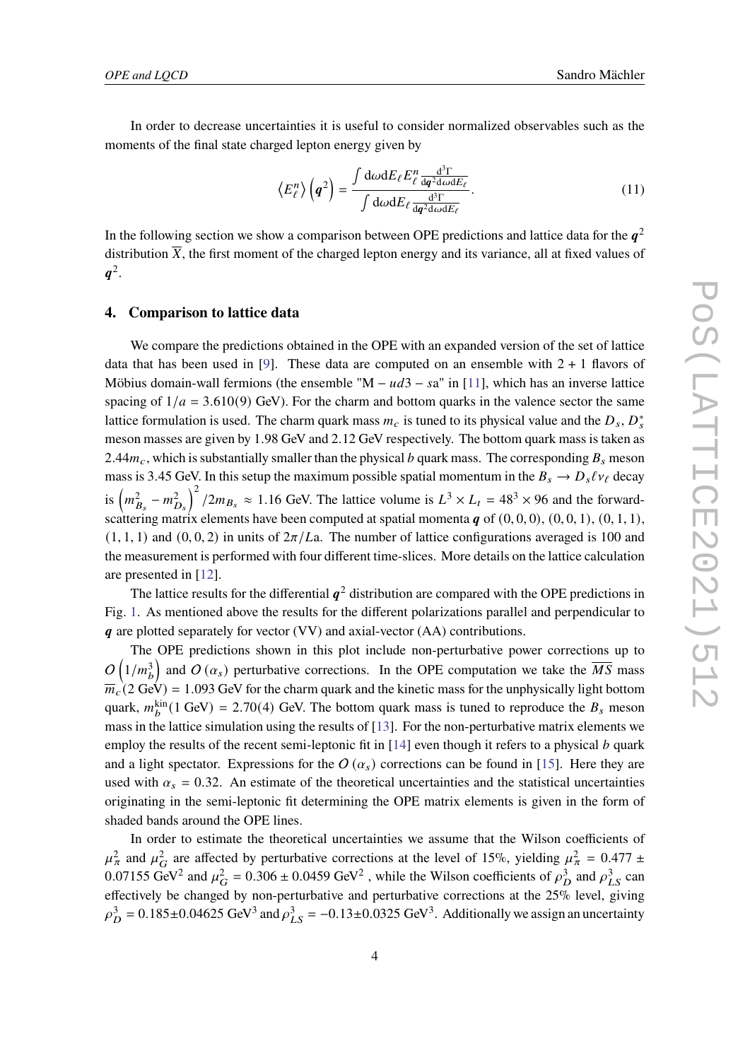In order to decrease uncertainties it is useful to consider normalized observables such as the moments of the final state charged lepton energy given by

$$\left\langle E_\ell^n \right\rangle \left( \boldsymbol{q}^2 \right) = \frac{\int \mathrm{d}\omega \mathrm{d}E_\ell E_\ell^n \frac{\mathrm{d}^3\Gamma}{\mathrm{d}\boldsymbol{q}^2 \mathrm{d}\omega \mathrm{d}E_\ell}}{\int \mathrm{d}\omega \mathrm{d}E_\ell \frac{\mathrm{d}^3\Gamma}{\mathrm{d}\boldsymbol{q}^2 \mathrm{d}\omega \mathrm{d}E_\ell}}. \tag{11}$$

In the following section we show a comparison between OPE predictions and lattice data for the $\boldsymbol{q}^2$ distribution $\overline{X}$, the first moment of the charged lepton energy and its variance, all at fixed values of $\boldsymbol{q}^2$.

## 4. Comparison to lattice data

We compare the predictions obtained in the OPE with an expanded version of the set of lattice data that has been used in [9]. These data are computed on an ensemble with 2 + 1 flavors of Möbius domain-wall fermions (the ensemble "M − $ud$3 − $s$a" in [11], which has an inverse lattice spacing of $1/a = 3.610(9)$ GeV). For the charm and bottom quarks in the valence sector the same lattice formulation is used. The charm quark mass $m_c$ is tuned to its physical value and the $D_s$, $D_s^*$ meson masses are given by 1.98 GeV and 2.12 GeV respectively. The bottom quark mass is taken as $2.44 m_c$, which is substantially smaller than the physical $b$ quark mass. The corresponding $B_s$ meson mass is 3.45 GeV. In this setup the maximum possible spatial momentum in the $B_s \to D_s \ell \nu_\ell$ decay is $\left( m_{B_s}^2 - m_{D_s}^2 \right)^2 / 2m_{B_s} \approx 1.16$ GeV. The lattice volume is $L^3 \times L_t = 48^3 \times 96$ and the forward-scattering matrix elements have been computed at spatial momenta $\boldsymbol{q}$ of $(0,0,0)$, $(0,0,1)$, $(0,1,1)$, $(1,1,1)$ and $(0,0,2)$ in units of $2\pi/La$. The number of lattice configurations averaged is 100 and the measurement is performed with four different time-slices. More details on the lattice calculation are presented in [12].

The lattice results for the differential $\boldsymbol{q}^2$ distribution are compared with the OPE predictions in Fig. 1. As mentioned above the results for the different polarizations parallel and perpendicular to $\boldsymbol{q}$ are plotted separately for vector (VV) and axial-vector (AA) contributions.

The OPE predictions shown in this plot include non-perturbative power corrections up to $O\left(1/m_b^3\right)$ and $O\left(\alpha_s\right)$ perturbative corrections. In the OPE computation we take the $\overline{MS}$ mass $\overline{m}_c(2\text{ GeV}) = 1.093$ GeV for the charm quark and the kinetic mass for the unphysically light bottom quark, $m_b^{\text{kin}}(1\text{ GeV}) = 2.70(4)$ GeV. The bottom quark mass is tuned to reproduce the $B_s$ meson mass in the lattice simulation using the results of [13]. For the non-perturbative matrix elements we employ the results of the recent semi-leptonic fit in [14] even though it refers to a physical $b$ quark and a light spectator. Expressions for the $O\left(\alpha_s\right)$ corrections can be found in [15]. Here they are used with $\alpha_s = 0.32$. An estimate of the theoretical uncertainties and the statistical uncertainties originating in the semi-leptonic fit determining the OPE matrix elements is given in the form of shaded bands around the OPE lines.

In order to estimate the theoretical uncertainties we assume that the Wilson coefficients of $\mu_\pi^2$ and $\mu_G^2$ are affected by perturbative corrections at the level of 15%, yielding $\mu_\pi^2 = 0.477 \pm 0.07155\ \text{GeV}^2$ and $\mu_G^2 = 0.306 \pm 0.0459\ \text{GeV}^2$ , while the Wilson coefficients of $\rho_D^3$ and $\rho_{LS}^3$ can effectively be changed by non-perturbative and perturbative corrections at the 25% level, giving $\rho_D^3 = 0.185 \pm 0.04625\ \text{GeV}^3$ and $\rho_{LS}^3 = -0.13 \pm 0.0325\ \text{GeV}^3$. Additionally we assign an uncertainty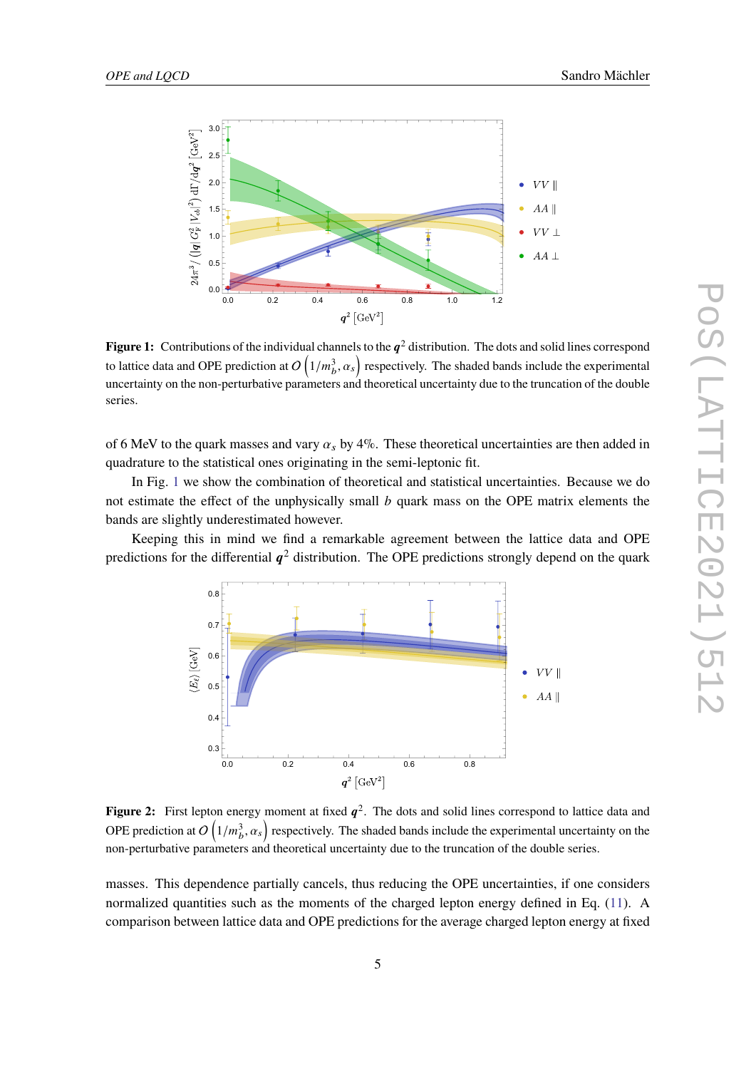**Figure 1:** Contributions of the individual channels to the $q^2$ distribution. The dots and solid lines correspond to lattice data and OPE prediction at $O\left(1/m_b^3, \alpha_s\right)$ respectively. The shaded bands include the experimental uncertainty on the non-perturbative parameters and theoretical uncertainty due to the truncation of the double series.

of 6 MeV to the quark masses and vary $\alpha_s$ by 4%. These theoretical uncertainties are then added in quadrature to the statistical ones originating in the semi-leptonic fit.

In Fig. 1 we show the combination of theoretical and statistical uncertainties. Because we do not estimate the effect of the unphysically small $b$ quark mass on the OPE matrix elements the bands are slightly underestimated however.

Keeping this in mind we find a remarkable agreement between the lattice data and OPE predictions for the differential $q^2$ distribution. The OPE predictions strongly depend on the quark

**Figure 2:** First lepton energy moment at fixed $q^2$. The dots and solid lines correspond to lattice data and OPE prediction at $O\left(1/m_b^3, \alpha_s\right)$ respectively. The shaded bands include the experimental uncertainty on the non-perturbative parameters and theoretical uncertainty due to the truncation of the double series.

masses. This dependence partially cancels, thus reducing the OPE uncertainties, if one considers normalized quantities such as the moments of the charged lepton energy defined in Eq. (11). A comparison between lattice data and OPE predictions for the average charged lepton energy at fixed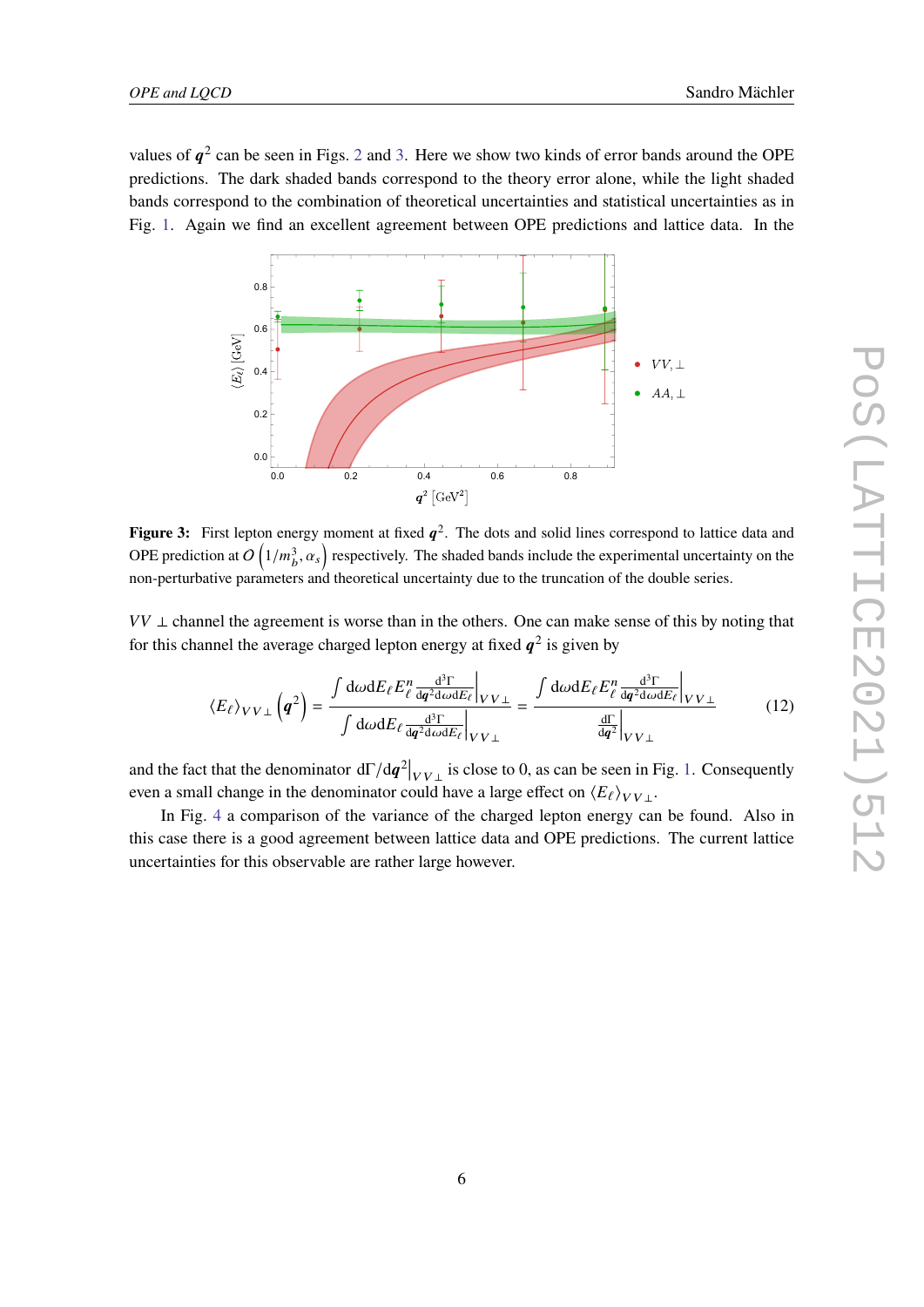values of $\boldsymbol{q}^2$ can be seen in Figs. 2 and 3. Here we show two kinds of error bands around the OPE predictions. The dark shaded bands correspond to the theory error alone, while the light shaded bands correspond to the combination of theoretical uncertainties and statistical uncertainties as in Fig. 1. Again we find an excellent agreement between OPE predictions and lattice data. In the

**Figure 3:** First lepton energy moment at fixed $\boldsymbol{q}^2$. The dots and solid lines correspond to lattice data and OPE prediction at $O\left(1/m_b^3, \alpha_s\right)$ respectively. The shaded bands include the experimental uncertainty on the non-perturbative parameters and theoretical uncertainty due to the truncation of the double series.

$VV\perp$ channel the agreement is worse than in the others. One can make sense of this by noting that for this channel the average charged lepton energy at fixed $\boldsymbol{q}^2$ is given by

$$\langle E_\ell \rangle_{VV\perp}\left(\boldsymbol{q}^2\right) = \frac{\int \mathrm{d}\omega \mathrm{d}E_\ell E_\ell^n \frac{\mathrm{d}^3\Gamma}{\mathrm{d}\boldsymbol{q}^2 \mathrm{d}\omega \mathrm{d}E_\ell}\Big|_{VV\perp}}{\int \mathrm{d}\omega \mathrm{d}E_\ell \frac{\mathrm{d}^3\Gamma}{\mathrm{d}\boldsymbol{q}^2 \mathrm{d}\omega \mathrm{d}E_\ell}\Big|_{VV\perp}} = \frac{\int \mathrm{d}\omega \mathrm{d}E_\ell E_\ell^n \frac{\mathrm{d}^3\Gamma}{\mathrm{d}\boldsymbol{q}^2 \mathrm{d}\omega \mathrm{d}E_\ell}\Big|_{VV\perp}}{\frac{\mathrm{d}\Gamma}{\mathrm{d}\boldsymbol{q}^2}\Big|_{VV\perp}} \tag{12}$$

and the fact that the denominator $\mathrm{d}\Gamma/\mathrm{d}\boldsymbol{q}^2\big|_{VV\perp}$ is close to 0, as can be seen in Fig. 1. Consequently even a small change in the denominator could have a large effect on $\langle E_\ell \rangle_{VV\perp}$.

In Fig. 4 a comparison of the variance of the charged lepton energy can be found. Also in this case there is a good agreement between lattice data and OPE predictions. The current lattice uncertainties for this observable are rather large however.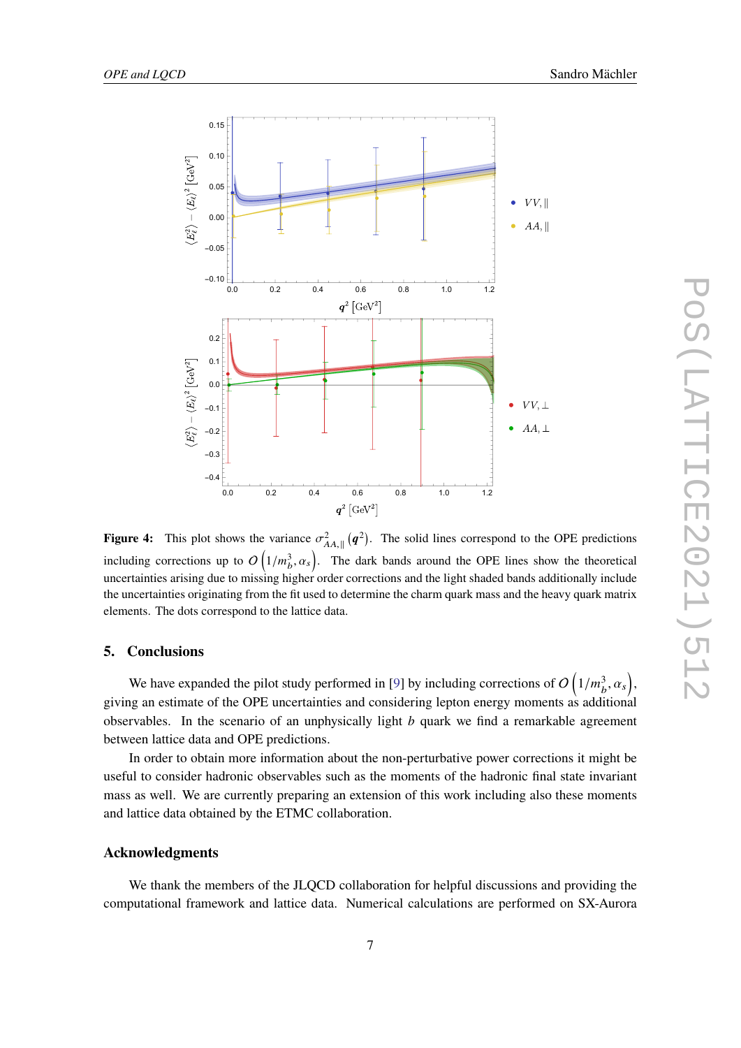**Figure 4:** This plot shows the variance $\sigma^2_{AA,\parallel}(\boldsymbol{q}^2)$. The solid lines correspond to the OPE predictions including corrections up to $O\left(1/m_b^3, \alpha_s\right)$. The dark bands around the OPE lines show the theoretical uncertainties arising due to missing higher order corrections and the light shaded bands additionally include the uncertainties originating from the fit used to determine the charm quark mass and the heavy quark matrix elements. The dots correspond to the lattice data.

## 5. Conclusions

We have expanded the pilot study performed in [9] by including corrections of $O\left(1/m_b^3, \alpha_s\right)$, giving an estimate of the OPE uncertainties and considering lepton energy moments as additional observables. In the scenario of an unphysically light $b$ quark we find a remarkable agreement between lattice data and OPE predictions.

In order to obtain more information about the non-perturbative power corrections it might be useful to consider hadronic observables such as the moments of the hadronic final state invariant mass as well. We are currently preparing an extension of this work including also these moments and lattice data obtained by the ETMC collaboration.

### Acknowledgments

We thank the members of the JLQCD collaboration for helpful discussions and providing the computational framework and lattice data. Numerical calculations are performed on SX-Aurora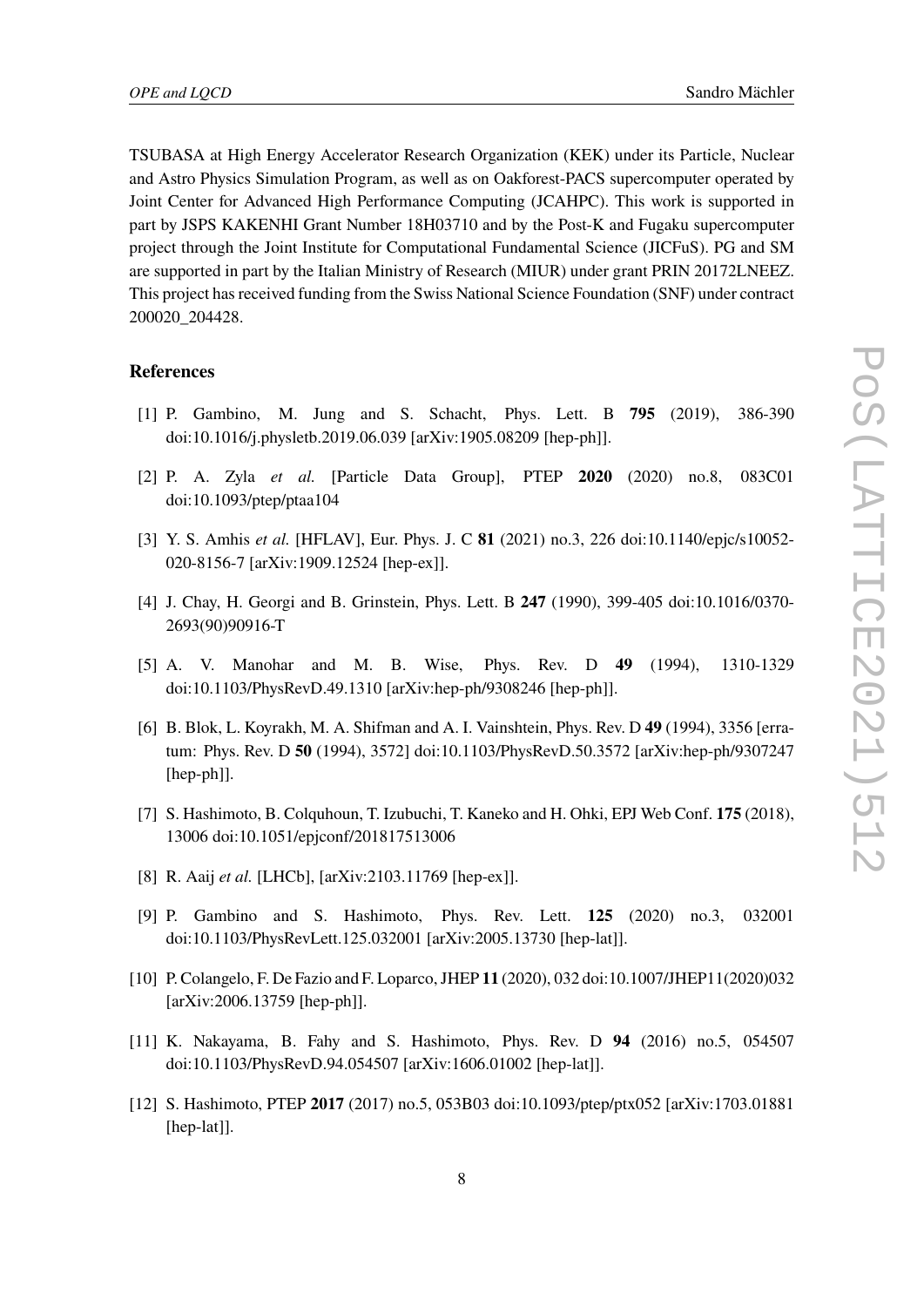TSUBASA at High Energy Accelerator Research Organization (KEK) under its Particle, Nuclear and Astro Physics Simulation Program, as well as on Oakforest-PACS supercomputer operated by Joint Center for Advanced High Performance Computing (JCAHPC). This work is supported in part by JSPS KAKENHI Grant Number 18H03710 and by the Post-K and Fugaku supercomputer project through the Joint Institute for Computational Fundamental Science (JICFuS). PG and SM are supported in part by the Italian Ministry of Research (MIUR) under grant PRIN 20172LNEEZ. This project has received funding from the Swiss National Science Foundation (SNF) under contract 200020_204428.

## References

[1] P. Gambino, M. Jung and S. Schacht, Phys. Lett. B **795** (2019), 386-390 doi:10.1016/j.physletb.2019.06.039 [arXiv:1905.08209 [hep-ph]].

[2] P. A. Zyla *et al.* [Particle Data Group], PTEP **2020** (2020) no.8, 083C01 doi:10.1093/ptep/ptaa104

[3] Y. S. Amhis *et al.* [HFLAV], Eur. Phys. J. C **81** (2021) no.3, 226 doi:10.1140/epjc/s10052-020-8156-7 [arXiv:1909.12524 [hep-ex]].

[4] J. Chay, H. Georgi and B. Grinstein, Phys. Lett. B **247** (1990), 399-405 doi:10.1016/0370-2693(90)90916-T

[5] A. V. Manohar and M. B. Wise, Phys. Rev. D **49** (1994), 1310-1329 doi:10.1103/PhysRevD.49.1310 [arXiv:hep-ph/9308246 [hep-ph]].

[6] B. Blok, L. Koyrakh, M. A. Shifman and A. I. Vainshtein, Phys. Rev. D **49** (1994), 3356 [erratum: Phys. Rev. D **50** (1994), 3572] doi:10.1103/PhysRevD.50.3572 [arXiv:hep-ph/9307247 [hep-ph]].

[7] S. Hashimoto, B. Colquhoun, T. Izubuchi, T. Kaneko and H. Ohki, EPJ Web Conf. **175** (2018), 13006 doi:10.1051/epjconf/201817513006

[8] R. Aaij *et al.* [LHCb], [arXiv:2103.11769 [hep-ex]].

[9] P. Gambino and S. Hashimoto, Phys. Rev. Lett. **125** (2020) no.3, 032001 doi:10.1103/PhysRevLett.125.032001 [arXiv:2005.13730 [hep-lat]].

[10] P. Colangelo, F. De Fazio and F. Loparco, JHEP **11** (2020), 032 doi:10.1007/JHEP11(2020)032 [arXiv:2006.13759 [hep-ph]].

[11] K. Nakayama, B. Fahy and S. Hashimoto, Phys. Rev. D **94** (2016) no.5, 054507 doi:10.1103/PhysRevD.94.054507 [arXiv:1606.01002 [hep-lat]].

[12] S. Hashimoto, PTEP **2017** (2017) no.5, 053B03 doi:10.1093/ptep/ptx052 [arXiv:1703.01881 [hep-lat]].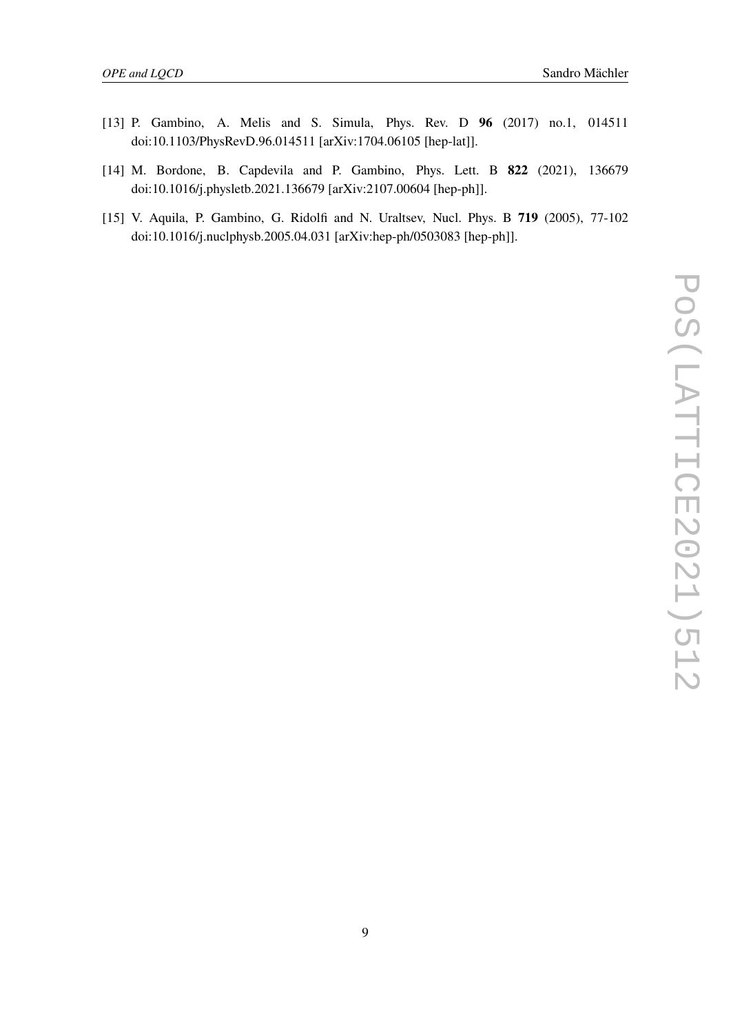[13] P. Gambino, A. Melis and S. Simula, Phys. Rev. D **96** (2017) no.1, 014511 doi:10.1103/PhysRevD.96.014511 [arXiv:1704.06105 [hep-lat]].

[14] M. Bordone, B. Capdevila and P. Gambino, Phys. Lett. B **822** (2021), 136679 doi:10.1016/j.physletb.2021.136679 [arXiv:2107.00604 [hep-ph]].

[15] V. Aquila, P. Gambino, G. Ridolfi and N. Uraltsev, Nucl. Phys. B **719** (2005), 77-102 doi:10.1016/j.nuclphysb.2005.04.031 [arXiv:hep-ph/0503083 [hep-ph]].